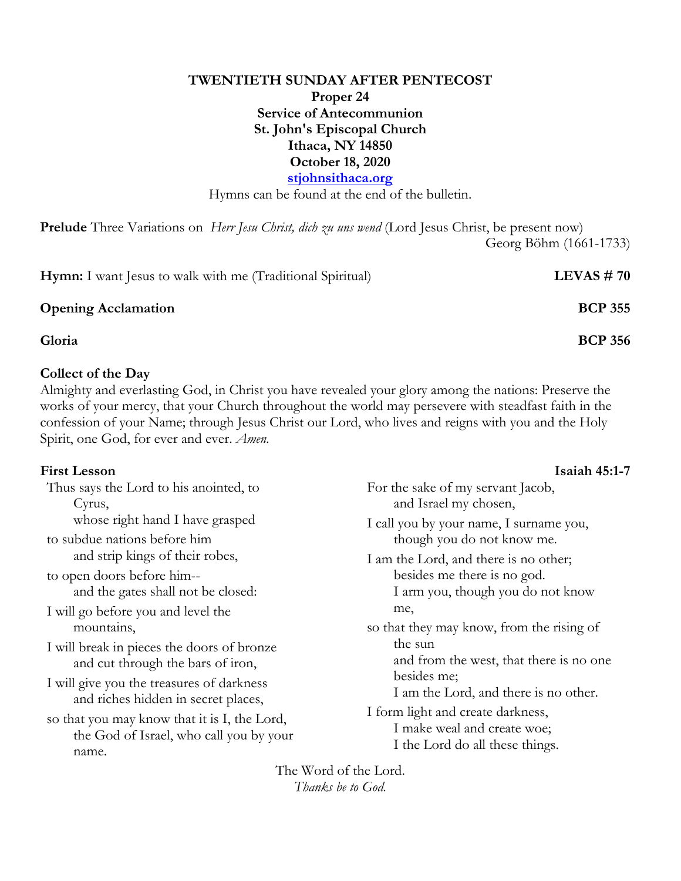**TWENTIETH SUNDAY AFTER PENTECOST**
**Proper 24**
**Service of Antecommunion**
**St. John's Episcopal Church**
**Ithaca, NY 14850**
**October 18, 2020**
**[stjohnsithaca.org](http://stjohnsithaca.org)**

Hymns can be found at the end of the bulletin.

**Prelude** Three Variations on *Herr Jesu Christ, dich zu uns wend* (Lord Jesus Christ, be present now)
Georg Böhm (1661-1733)

**Hymn:** I want Jesus to walk with me (Traditional Spiritual) **LEVAS # 70**

**Opening Acclamation** **BCP 355**

**Gloria** **BCP 356**

**Collect of the Day**

Almighty and everlasting God, in Christ you have revealed your glory among the nations: Preserve the works of your mercy, that your Church throughout the world may persevere with steadfast faith in the confession of your Name; through Jesus Christ our Lord, who lives and reigns with you and the Holy Spirit, one God, for ever and ever. *Amen.*

**First Lesson** **Isaiah 45:1-7**

Thus says the Lord to his anointed, to Cyrus,
whose right hand I have grasped
to subdue nations before him
and strip kings of their robes,
to open doors before him--
and the gates shall not be closed:
I will go before you and level the mountains,
I will break in pieces the doors of bronze
and cut through the bars of iron,
I will give you the treasures of darkness
and riches hidden in secret places,
so that you may know that it is I, the Lord,
the God of Israel, who call you by your name.
For the sake of my servant Jacob,
and Israel my chosen,
I call you by your name, I surname you,
though you do not know me.
I am the Lord, and there is no other;
besides me there is no god.
I arm you, though you do not know me,
so that they may know, from the rising of the sun
and from the west, that there is no one besides me;
I am the Lord, and there is no other.
I form light and create darkness,
I make weal and create woe;
I the Lord do all these things.

The Word of the Lord.
*Thanks be to God.*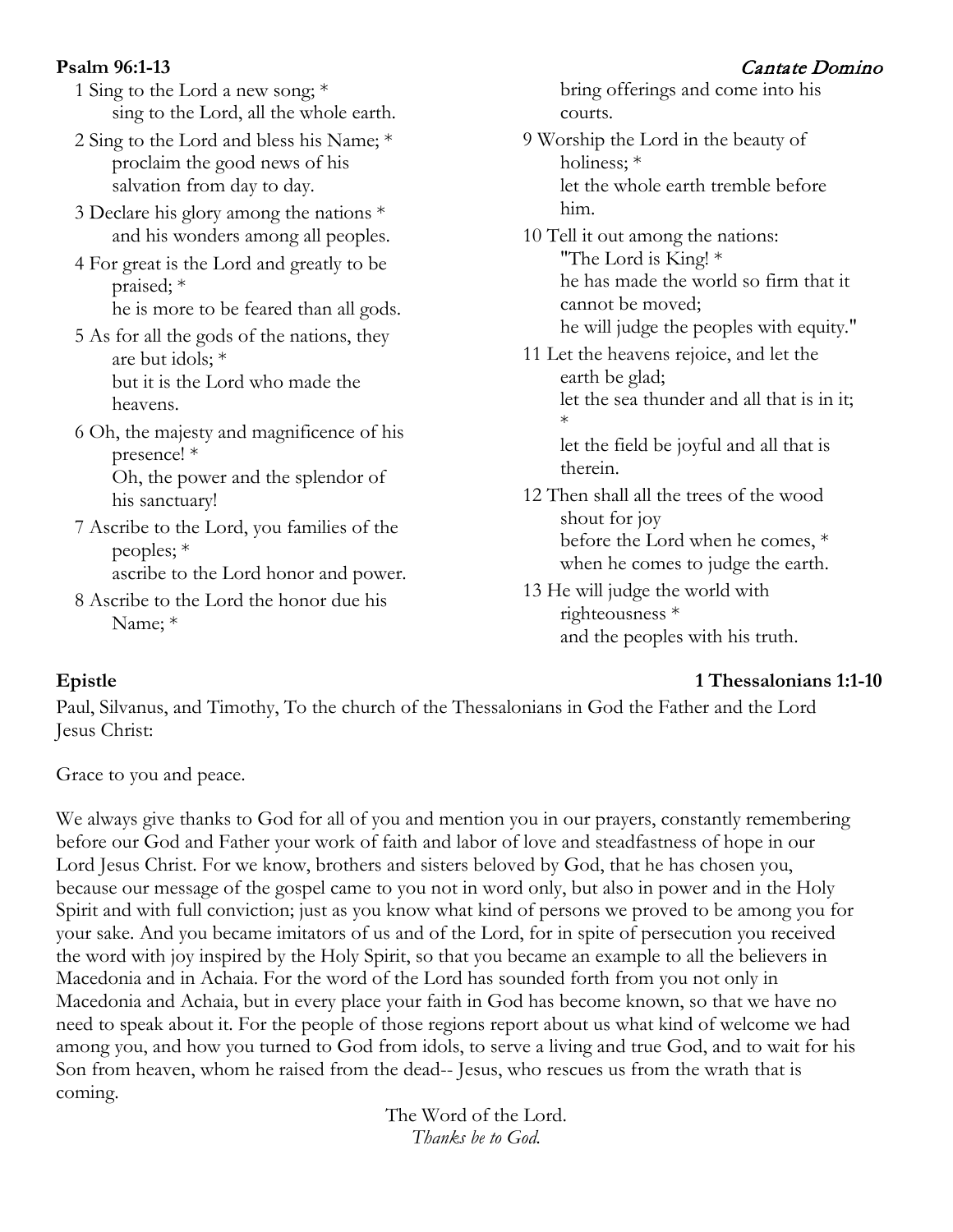**Psalm 96:1-13** *Cantate Domino*

1 Sing to the Lord a new song; *
sing to the Lord, all the whole earth.

2 Sing to the Lord and bless his Name; *
proclaim the good news of his salvation from day to day.

3 Declare his glory among the nations *
and his wonders among all peoples.

4 For great is the Lord and greatly to be praised; *
he is more to be feared than all gods.

5 As for all the gods of the nations, they are but idols; *
but it is the Lord who made the heavens.

6 Oh, the majesty and magnificence of his presence! *
Oh, the power and the splendor of his sanctuary!

7 Ascribe to the Lord, you families of the peoples; *
ascribe to the Lord honor and power.

8 Ascribe to the Lord the honor due his Name; *
bring offerings and come into his courts.

9 Worship the Lord in the beauty of holiness; *
let the whole earth tremble before him.

10 Tell it out among the nations: "The Lord is King! *
he has made the world so firm that it cannot be moved;
he will judge the peoples with equity."

11 Let the heavens rejoice, and let the earth be glad;
let the sea thunder and all that is in it; *
let the field be joyful and all that is therein.

12 Then shall all the trees of the wood shout for joy
before the Lord when he comes, *
when he comes to judge the earth.

13 He will judge the world with righteousness *
and the peoples with his truth.

**Epistle** **1 Thessalonians 1:1-10**

Paul, Silvanus, and Timothy, To the church of the Thessalonians in God the Father and the Lord Jesus Christ:

Grace to you and peace.

We always give thanks to God for all of you and mention you in our prayers, constantly remembering before our God and Father your work of faith and labor of love and steadfastness of hope in our Lord Jesus Christ. For we know, brothers and sisters beloved by God, that he has chosen you, because our message of the gospel came to you not in word only, but also in power and in the Holy Spirit and with full conviction; just as you know what kind of persons we proved to be among you for your sake. And you became imitators of us and of the Lord, for in spite of persecution you received the word with joy inspired by the Holy Spirit, so that you became an example to all the believers in Macedonia and in Achaia. For the word of the Lord has sounded forth from you not only in Macedonia and Achaia, but in every place your faith in God has become known, so that we have no need to speak about it. For the people of those regions report about us what kind of welcome we had among you, and how you turned to God from idols, to serve a living and true God, and to wait for his Son from heaven, whom he raised from the dead-- Jesus, who rescues us from the wrath that is coming.

The Word of the Lord.
*Thanks be to God.*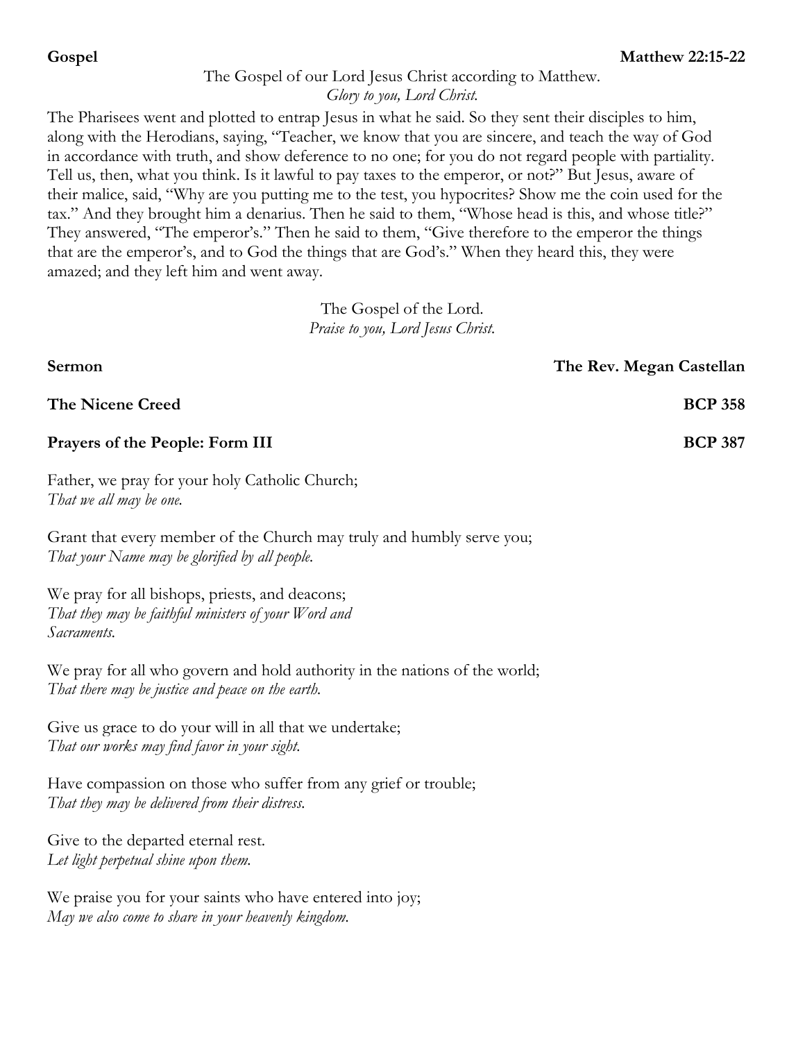**Gospel** **Matthew 22:15-22**

The Gospel of our Lord Jesus Christ according to Matthew.
*Glory to you, Lord Christ.*

The Pharisees went and plotted to entrap Jesus in what he said. So they sent their disciples to him, along with the Herodians, saying, "Teacher, we know that you are sincere, and teach the way of God in accordance with truth, and show deference to no one; for you do not regard people with partiality. Tell us, then, what you think. Is it lawful to pay taxes to the emperor, or not?" But Jesus, aware of their malice, said, "Why are you putting me to the test, you hypocrites? Show me the coin used for the tax." And they brought him a denarius. Then he said to them, "Whose head is this, and whose title?" They answered, "The emperor's." Then he said to them, "Give therefore to the emperor the things that are the emperor's, and to God the things that are God's." When they heard this, they were amazed; and they left him and went away.

The Gospel of the Lord.
*Praise to you, Lord Jesus Christ.*

**Sermon** **The Rev. Megan Castellan**

**The Nicene Creed** **BCP 358**

**Prayers of the People: Form III** **BCP 387**

Father, we pray for your holy Catholic Church;
*That we all may be one.*

Grant that every member of the Church may truly and humbly serve you;
*That your Name may be glorified by all people.*

We pray for all bishops, priests, and deacons;
*That they may be faithful ministers of your Word and Sacraments.*

We pray for all who govern and hold authority in the nations of the world;
*That there may be justice and peace on the earth.*

Give us grace to do your will in all that we undertake;
*That our works may find favor in your sight.*

Have compassion on those who suffer from any grief or trouble;
*That they may be delivered from their distress.*

Give to the departed eternal rest.
*Let light perpetual shine upon them.*

We praise you for your saints who have entered into joy;
*May we also come to share in your heavenly kingdom.*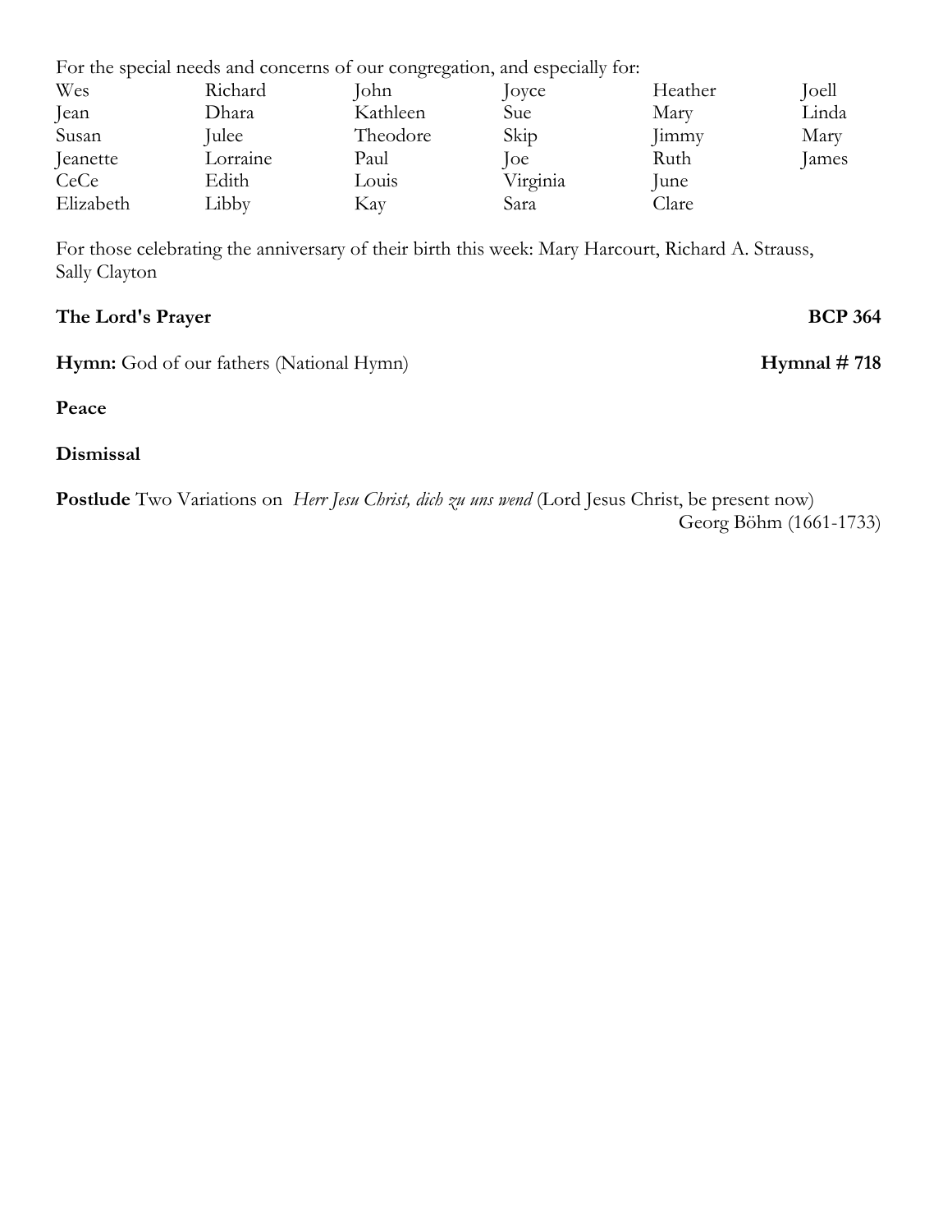For the special needs and concerns of our congregation, and especially for:

| | | | | | |
|---|---|---|---|---|---|
| Wes | Richard | John | Joyce | Heather | Joell |
| Jean | Dhara | Kathleen | Sue | Mary | Linda |
| Susan | Julee | Theodore | Skip | Jimmy | Mary |
| Jeanette | Lorraine | Paul | Joe | Ruth | James |
| CeCe | Edith | Louis | Virginia | June | |
| Elizabeth | Libby | Kay | Sara | Clare | |

For those celebrating the anniversary of their birth this week: Mary Harcourt, Richard A. Strauss, Sally Clayton

**The Lord's Prayer** **BCP 364**

**Hymn:** God of our fathers (National Hymn) **Hymnal # 718**

**Peace**

**Dismissal**

**Postlude** Two Variations on *Herr Jesu Christ, dich zu uns wend* (Lord Jesus Christ, be present now)
Georg Böhm (1661-1733)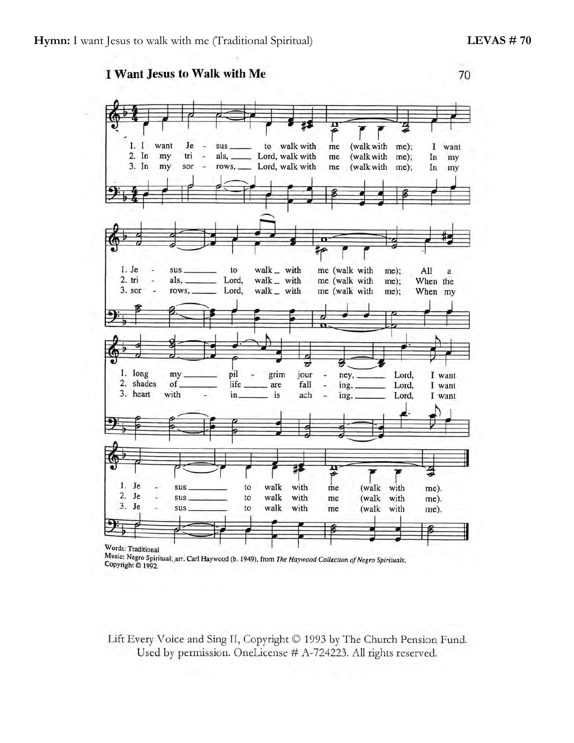**Hymn:** I want Jesus to walk with me (Traditional Spiritual) **LEVAS # 70**

## I Want Jesus to Walk with Me

1. I want Jesus to walk with me (walk with me); I want Jesus to walk with me (walk with me); All along my pilgrim journey, Lord, I want Jesus to walk with me (walk with me).

2. In my trials, Lord, walk with me (walk with me); In my trials, Lord, walk with me (walk with me); When the shades of life are falling, Lord, I want Jesus to walk with me (walk with me).

3. In my sorrows, Lord, walk with me (walk with me); In my sorrows, Lord, walk with me (walk with me); When my heart within is aching, Lord, I want Jesus to walk with me (walk with me).

Words: Traditional
Music: Negro Spiritual; arr. Carl Haywood (b. 1949), from *The Haywood Collection of Negro Spirituals*, Copyright © 1992.

Lift Every Voice and Sing II, Copyright © 1993 by The Church Pension Fund. Used by permission. OneLicense # A-724223. All rights reserved.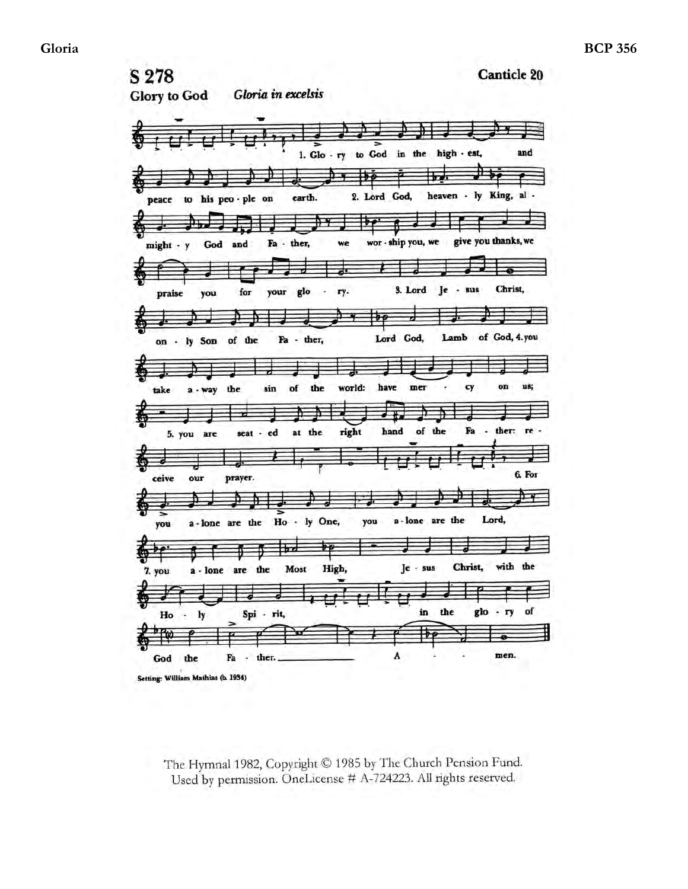# S 278

Canticle 20

**Glory to God** *Gloria in excelsis*

1. Glo - ry to God in the high - est, and peace to his peo - ple on earth.
2. Lord God, heaven - ly King, al - might - y God and Fa - ther, we wor - ship you, we give you thanks, we praise you for your glo - ry.
3. Lord Je - sus Christ, on - ly Son of the Fa - ther, Lord God, Lamb of God,
4. you take a - way the sin of the world: have mer - cy on us;
5. you are seat - ed at the right hand of the Fa - ther: re - ceive our prayer.
6. For you a - lone are the Ho - ly One, you a - lone are the Lord,
7. you a - lone are the Most High, Je - sus Christ, with the Ho - ly Spi - rit, in the glo - ry of God the Fa - ther. A - men.

Setting: William Mathias (b. 1934)

The Hymnal 1982, Copyright © 1985 by The Church Pension Fund. Used by permission. OneLicense # A-724223. All rights reserved.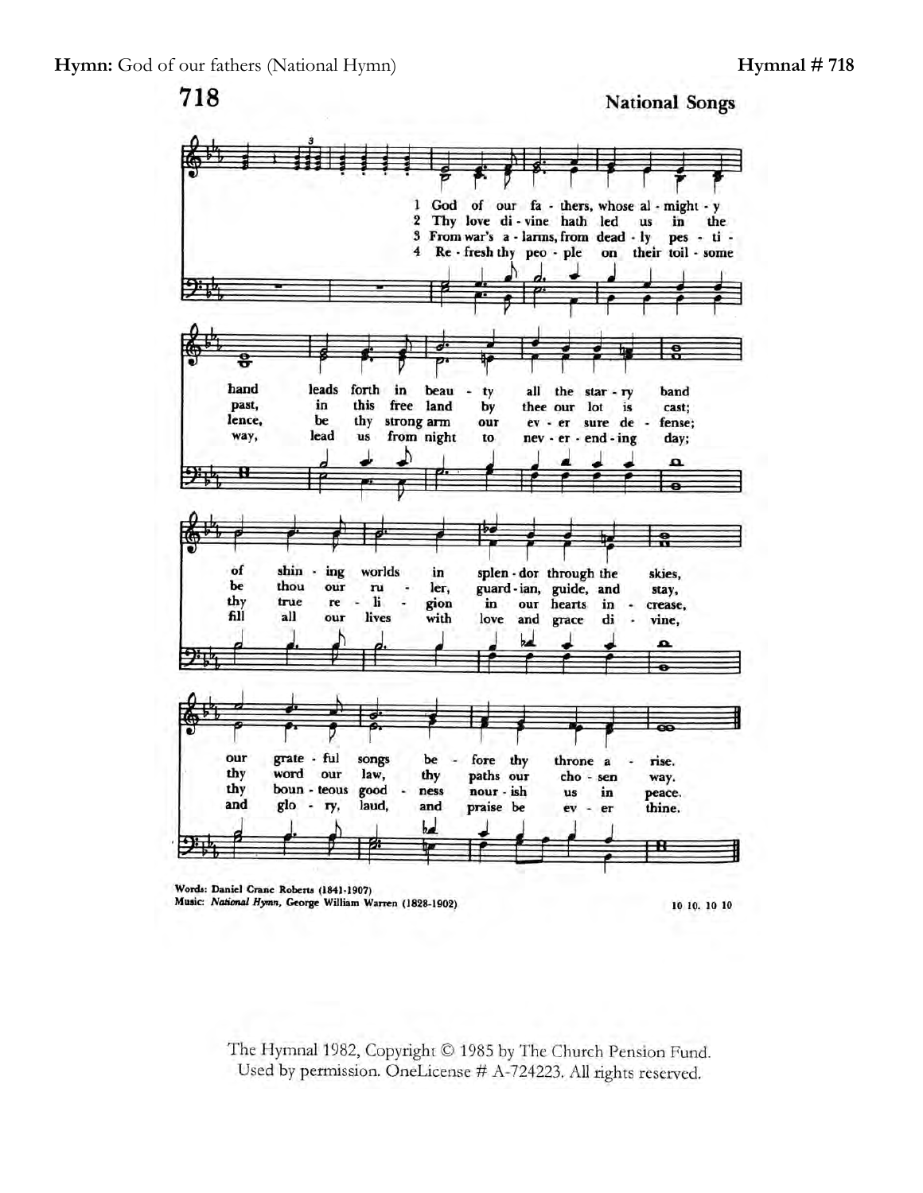**Hymn:** God of our fathers (National Hymn) **Hymnal # 718**

# 718

**National Songs**

1 God of our fathers, whose almighty hand leads forth in beauty all the starry band of shining worlds in splendor through the skies, our grateful songs before thy throne arise.

2 Thy love divine hath led us in the past, in this free land by thee our lot is cast; be thou our ruler, guardian, guide, and stay, thy word our law, thy paths our chosen way.

3 From war's alarms, from deadly pestilence, be thy strong arm our ever sure defense; thy true religion in our hearts increase, thy bounteous goodness nourish us in peace.

4 Refresh thy people on their toilsome way, lead us from night to never-ending day; fill all our lives with love and grace divine, and glory, laud, and praise be ever thine.

Words: Daniel Crane Roberts (1841-1907)
Music: *National Hymn*, George William Warren (1828-1902)

10 10. 10 10

The Hymnal 1982, Copyright © 1985 by The Church Pension Fund.
Used by permission. OneLicense # A-724223. All rights reserved.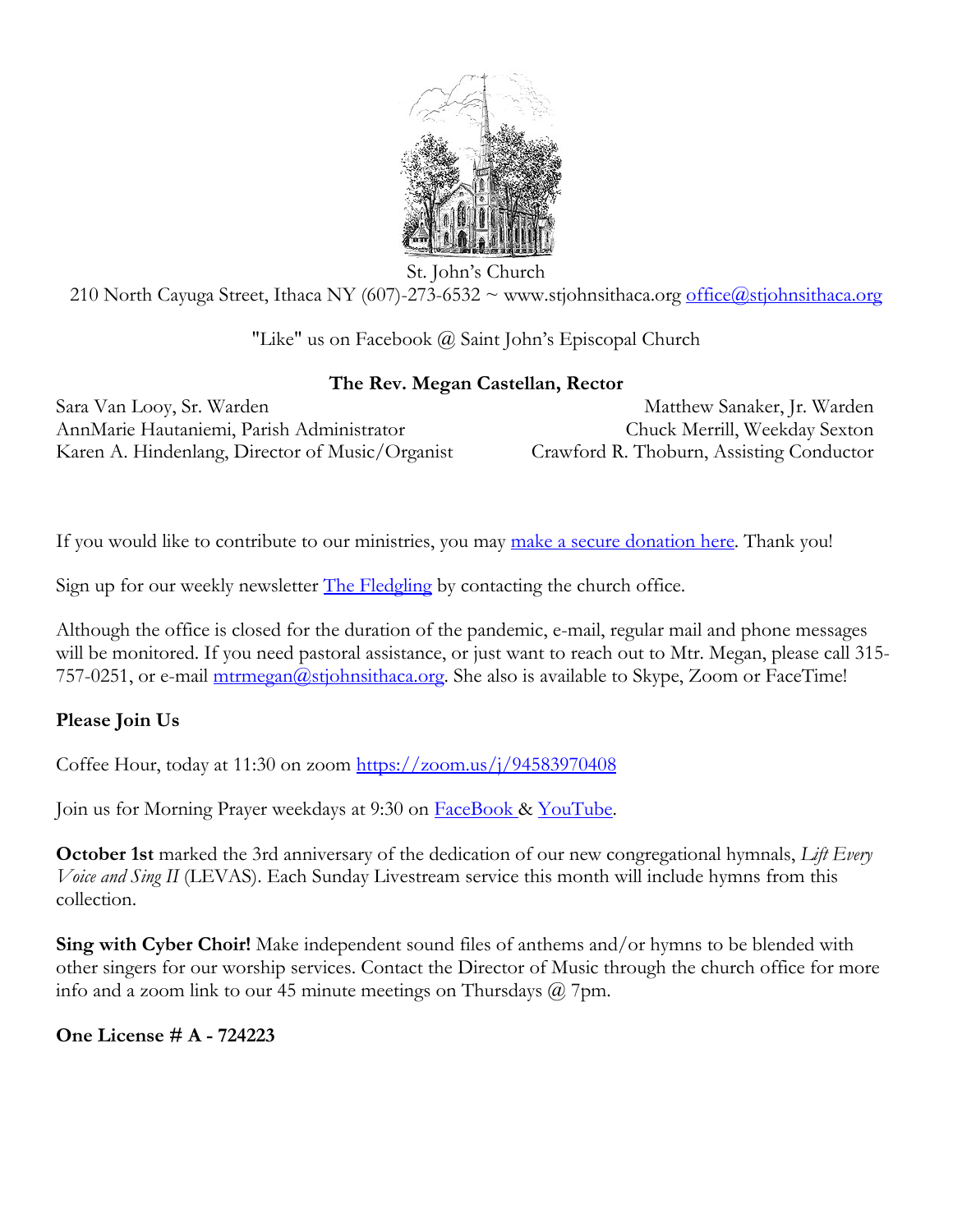St. John's Church

210 North Cayuga Street, Ithaca NY (607)-273-6532 ~ www.stjohnsithaca.org office@stjohnsithaca.org

"Like" us on Facebook @ Saint John's Episcopal Church

**The Rev. Megan Castellan, Rector**

Sara Van Looy, Sr. Warden

Matthew Sanaker, Jr. Warden

AnnMarie Hautaniemi, Parish Administrator

Chuck Merrill, Weekday Sexton

Karen A. Hindenlang, Director of Music/Organist

Crawford R. Thoburn, Assisting Conductor

If you would like to contribute to our ministries, you may make a secure donation here. Thank you!

Sign up for our weekly newsletter The Fledgling by contacting the church office.

Although the office is closed for the duration of the pandemic, e-mail, regular mail and phone messages will be monitored. If you need pastoral assistance, or just want to reach out to Mtr. Megan, please call 315-757-0251, or e-mail mtrmegan@stjohnsithaca.org. She also is available to Skype, Zoom or FaceTime!

**Please Join Us**

Coffee Hour, today at 11:30 on zoom https://zoom.us/j/94583970408

Join us for Morning Prayer weekdays at 9:30 on FaceBook & YouTube.

**October 1st** marked the 3rd anniversary of the dedication of our new congregational hymnals, *Lift Every Voice and Sing II* (LEVAS). Each Sunday Livestream service this month will include hymns from this collection.

**Sing with Cyber Choir!** Make independent sound files of anthems and/or hymns to be blended with other singers for our worship services. Contact the Director of Music through the church office for more info and a zoom link to our 45 minute meetings on Thursdays @ 7pm.

**One License # A - 724223**